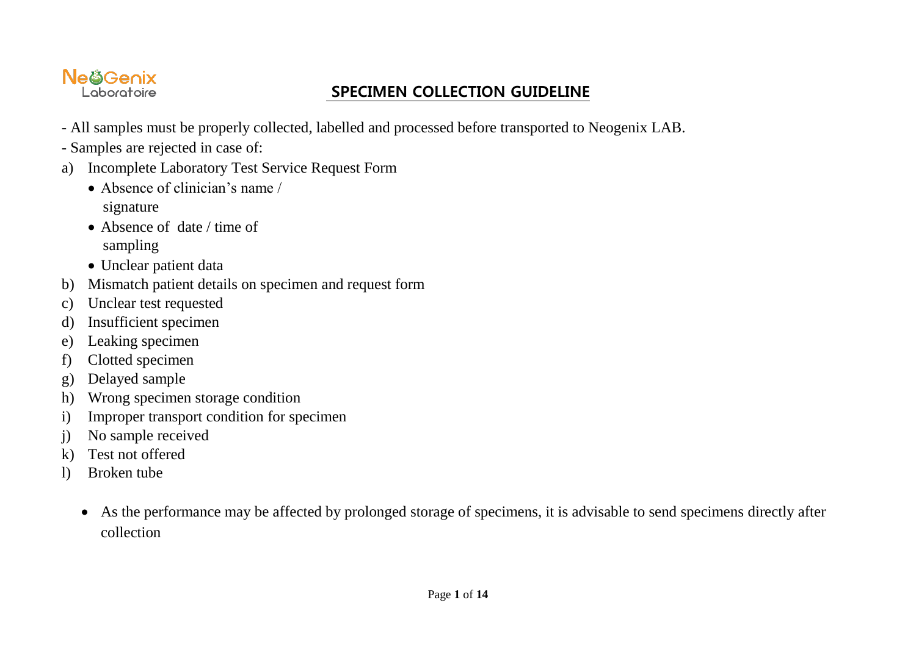NeoGenix Laboratoire

# SPECIMEN COLLECTION GUIDELINE

- All samples must be properly collected, labelled and processed before transported to Neogenix LAB.
- Samples are rejected in case of:

a) Incomplete Laboratory Test Service Request Form
   - Absence of clinician's name / signature
   - Absence of date / time of sampling
   - Unclear patient data

b) Mismatch patient details on specimen and request form

c) Unclear test requested

d) Insufficient specimen

e) Leaking specimen

f) Clotted specimen

g) Delayed sample

h) Wrong specimen storage condition

i) Improper transport condition for specimen

j) No sample received

k) Test not offered

l) Broken tube

- As the performance may be affected by prolonged storage of specimens, it is advisable to send specimens directly after collection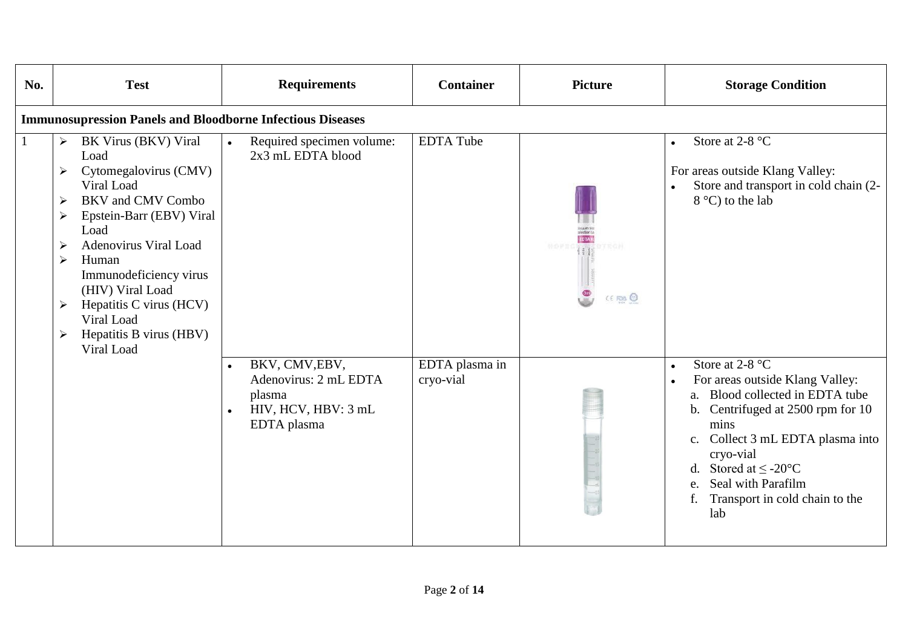| No. | Test | Requirements | Container | Picture | Storage Condition |
|---|---|---|---|---|---|
| **Immunosupression Panels and Bloodborne Infectious Diseases** | | | | | |
| 1 | ➢ BK Virus (BKV) Viral Load<br>➢ Cytomegalovirus (CMV) Viral Load<br>➢ BKV and CMV Combo<br>➢ Epstein-Barr (EBV) Viral Load<br>➢ Adenovirus Viral Load<br>➢ Human Immunodeficiency virus (HIV) Viral Load<br>➢ Hepatitis C virus (HCV) Viral Load<br>➢ Hepatitis B virus (HBV) Viral Load | • Required specimen volume: 2x3 mL EDTA blood | EDTA Tube | | • Store at 2-8 °C<br><br>For areas outside Klang Valley:<br>• Store and transport in cold chain (2-8 °C) to the lab |
| | | • BKV, CMV,EBV, Adenovirus: 2 mL EDTA plasma<br>• HIV, HCV, HBV: 3 mL EDTA plasma | EDTA plasma in cryo-vial | | • Store at 2-8 °C<br>• For areas outside Klang Valley:<br>a. Blood collected in EDTA tube<br>b. Centrifuged at 2500 rpm for 10 mins<br>c. Collect 3 mL EDTA plasma into cryo-vial<br>d. Stored at ≤ -20°C<br>e. Seal with Parafilm<br>f. Transport in cold chain to the lab |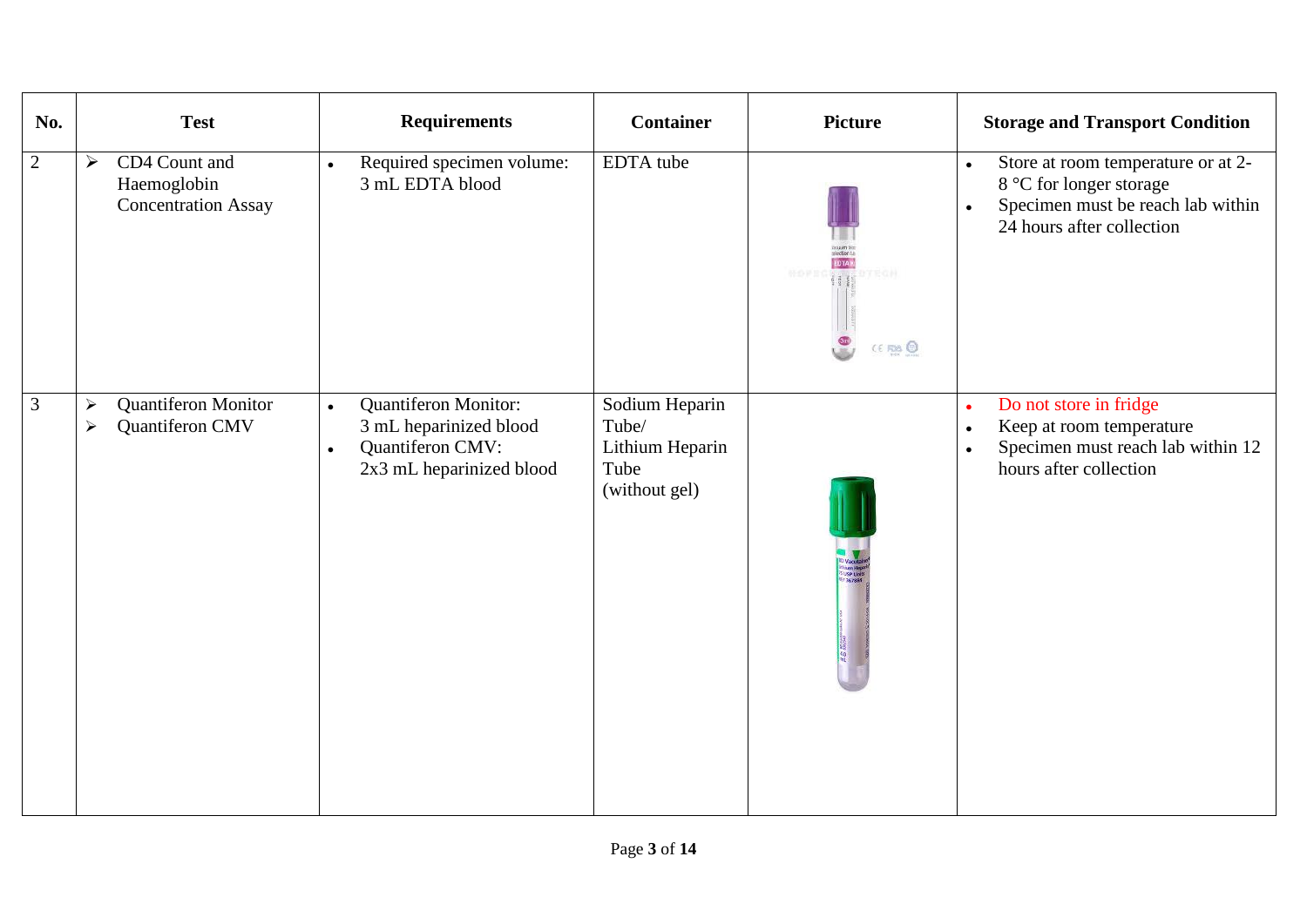| No. | Test | Requirements | Container | Picture | Storage and Transport Condition |
|---|---|---|---|---|---|
| 2 | ➢ CD4 Count and Haemoglobin Concentration Assay | • Required specimen volume: 3 mL EDTA blood | EDTA tube | | • Store at room temperature or at 2-8 °C for longer storage<br>• Specimen must be reach lab within 24 hours after collection |
| 3 | ➢ Quantiferon Monitor<br>➢ Quantiferon CMV | • Quantiferon Monitor: 3 mL heparinized blood<br>• Quantiferon CMV: 2x3 mL heparinized blood | Sodium Heparin Tube/ Lithium Heparin Tube (without gel) | | • Do not store in fridge<br>• Keep at room temperature<br>• Specimen must reach lab within 12 hours after collection |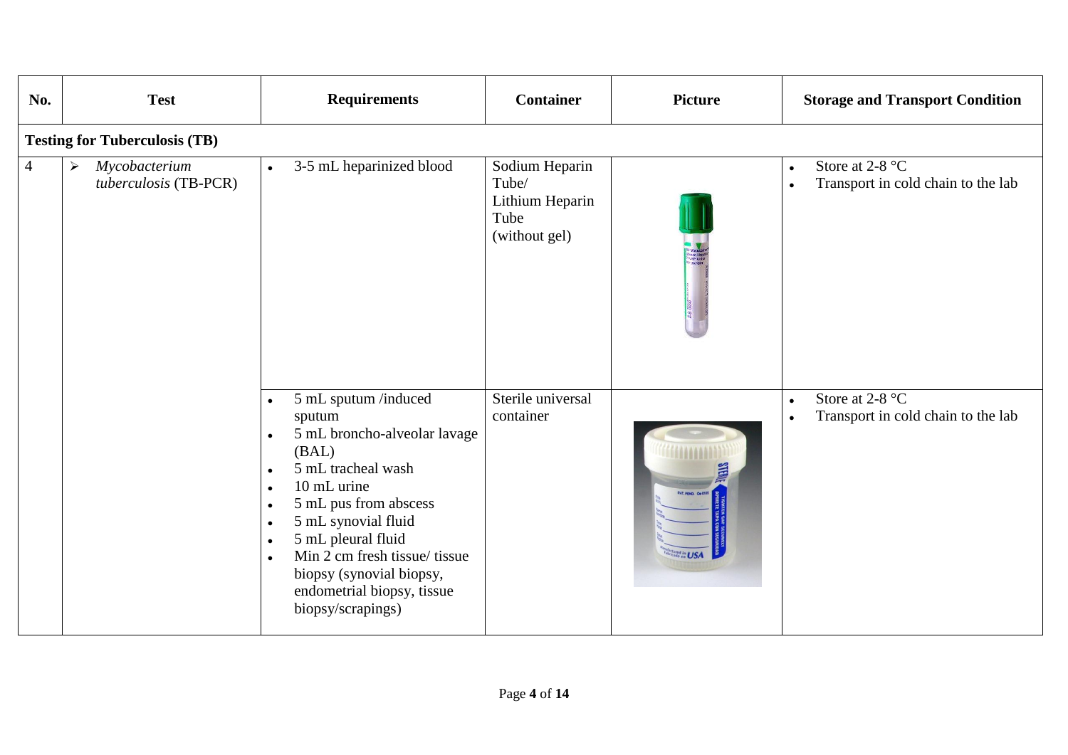| No. | Test | Requirements | Container | Picture | Storage and Transport Condition |
|---|---|---|---|---|---|
| **Testing for Tuberculosis (TB)** | | | | | |
| 4 | ➢ *Mycobacterium tuberculosis* (TB-PCR) | • 3-5 mL heparinized blood | Sodium Heparin Tube/ Lithium Heparin Tube (without gel) | | • Store at 2-8 °C<br>• Transport in cold chain to the lab |
| | | • 5 mL sputum /induced sputum<br>• 5 mL broncho-alveolar lavage (BAL)<br>• 5 mL tracheal wash<br>• 10 mL urine<br>• 5 mL pus from abscess<br>• 5 mL synovial fluid<br>• 5 mL pleural fluid<br>• Min 2 cm fresh tissue/ tissue biopsy (synovial biopsy, endometrial biopsy, tissue biopsy/scrapings) | Sterile universal container | | • Store at 2-8 °C<br>• Transport in cold chain to the lab |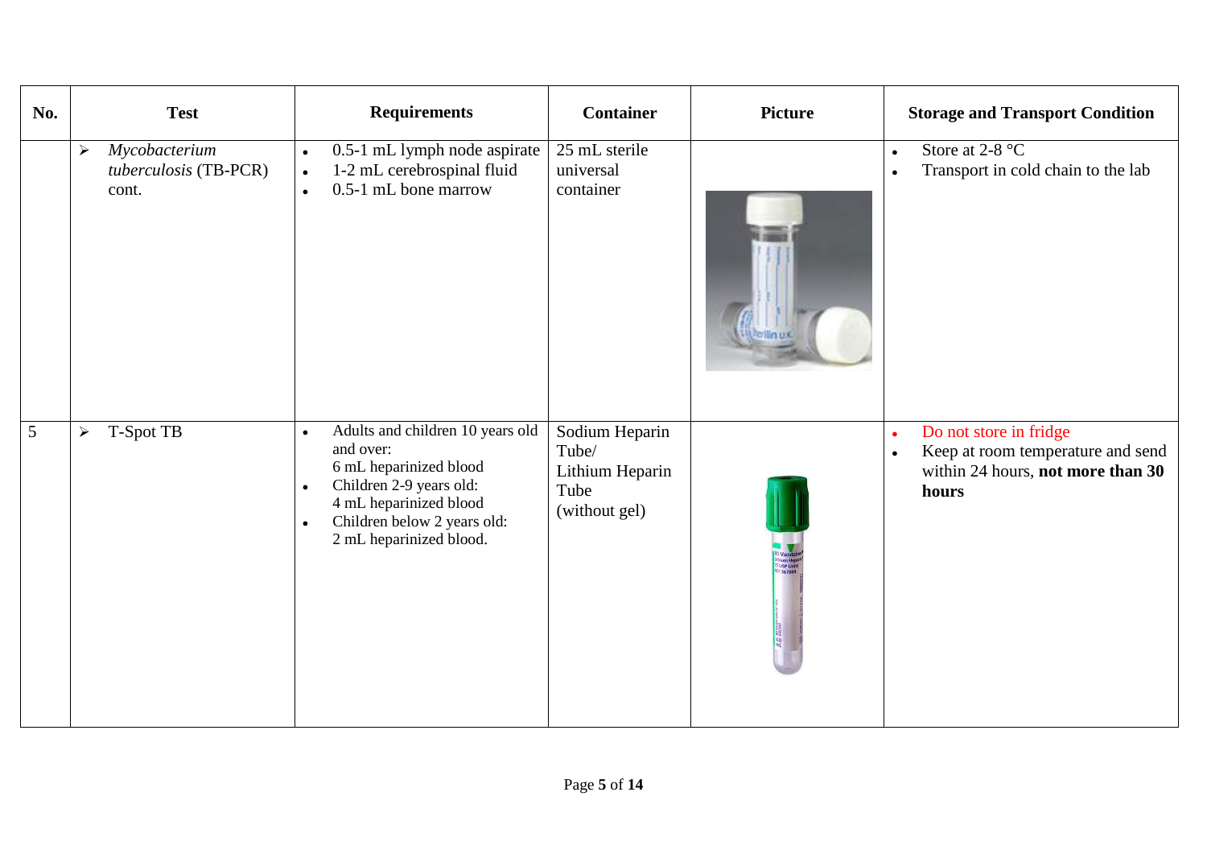| No. | Test | Requirements | Container | Picture | Storage and Transport Condition |
|---|---|---|---|---|---|
| | ➢ *Mycobacterium tuberculosis* (TB-PCR) cont. | • 0.5-1 mL lymph node aspirate<br>• 1-2 mL cerebrospinal fluid<br>• 0.5-1 mL bone marrow | 25 mL sterile universal container | | • Store at 2-8 °C<br>• Transport in cold chain to the lab |
| 5 | ➢ T-Spot TB | • Adults and children 10 years old and over:<br>6 mL heparinized blood<br>• Children 2-9 years old:<br>4 mL heparinized blood<br>• Children below 2 years old:<br>2 mL heparinized blood. | Sodium Heparin Tube/<br>Lithium Heparin Tube<br>(without gel) | | • Do not store in fridge<br>• Keep at room temperature and send within 24 hours, **not more than 30 hours** |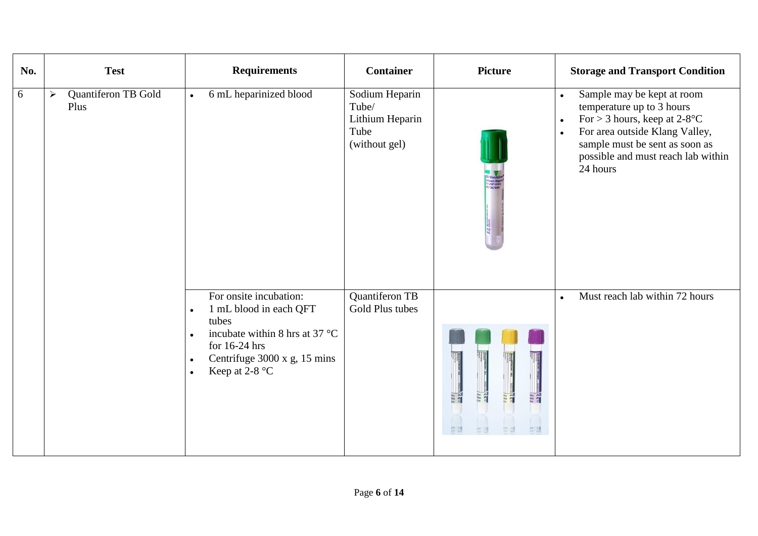| No. | Test | Requirements | Container | Picture | Storage and Transport Condition |
| --- | --- | --- | --- | --- | --- |
| 6 | ➢ Quantiferon TB Gold Plus | • 6 mL heparinized blood | Sodium Heparin Tube/ Lithium Heparin Tube (without gel) | | • Sample may be kept at room temperature up to 3 hours<br>• For > 3 hours, keep at 2-8°C<br>• For area outside Klang Valley, sample must be sent as soon as possible and must reach lab within 24 hours |
| | | For onsite incubation:<br>• 1 mL blood in each QFT tubes<br>• incubate within 8 hrs at 37 °C for 16-24 hrs<br>• Centrifuge 3000 x g, 15 mins<br>• Keep at 2-8 °C | Quantiferon TB Gold Plus tubes | | • Must reach lab within 72 hours |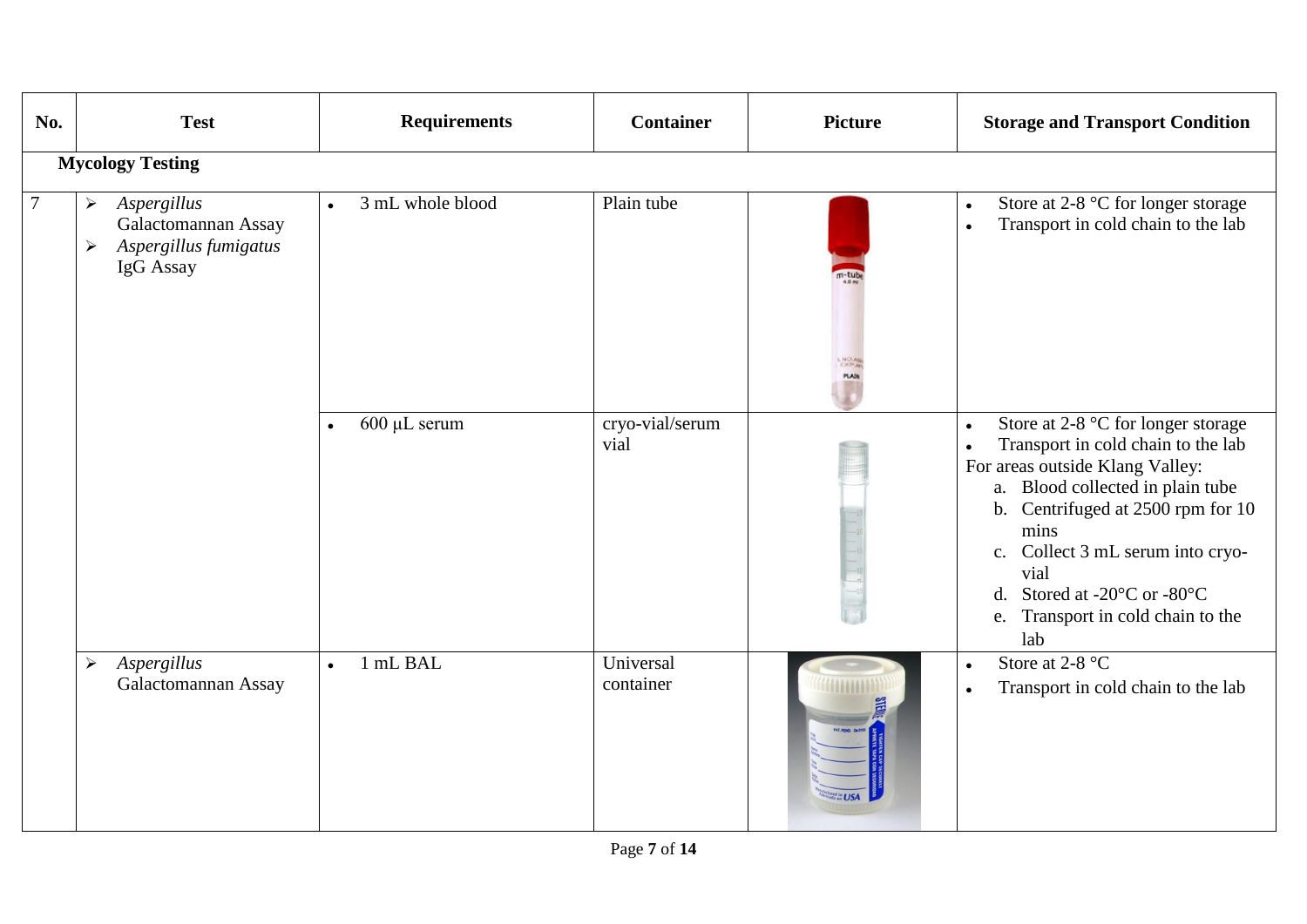| No. | Test | Requirements | Container | Picture | Storage and Transport Condition |
|---|---|---|---|---|---|
| **Mycology Testing** | | | | | |
| 7 | ➢ *Aspergillus* Galactomannan Assay<br>➢ *Aspergillus fumigatus* IgG Assay | • 3 mL whole blood | Plain tube | | • Store at 2-8 °C for longer storage<br>• Transport in cold chain to the lab |
| | | • 600 µL serum | cryo-vial/serum vial | | • Store at 2-8 °C for longer storage<br>• Transport in cold chain to the lab<br>For areas outside Klang Valley:<br>a. Blood collected in plain tube<br>b. Centrifuged at 2500 rpm for 10 mins<br>c. Collect 3 mL serum into cryo-vial<br>d. Stored at -20°C or -80°C<br>e. Transport in cold chain to the lab |
| | ➢ *Aspergillus* Galactomannan Assay | • 1 mL BAL | Universal container | | • Store at 2-8 °C<br>• Transport in cold chain to the lab |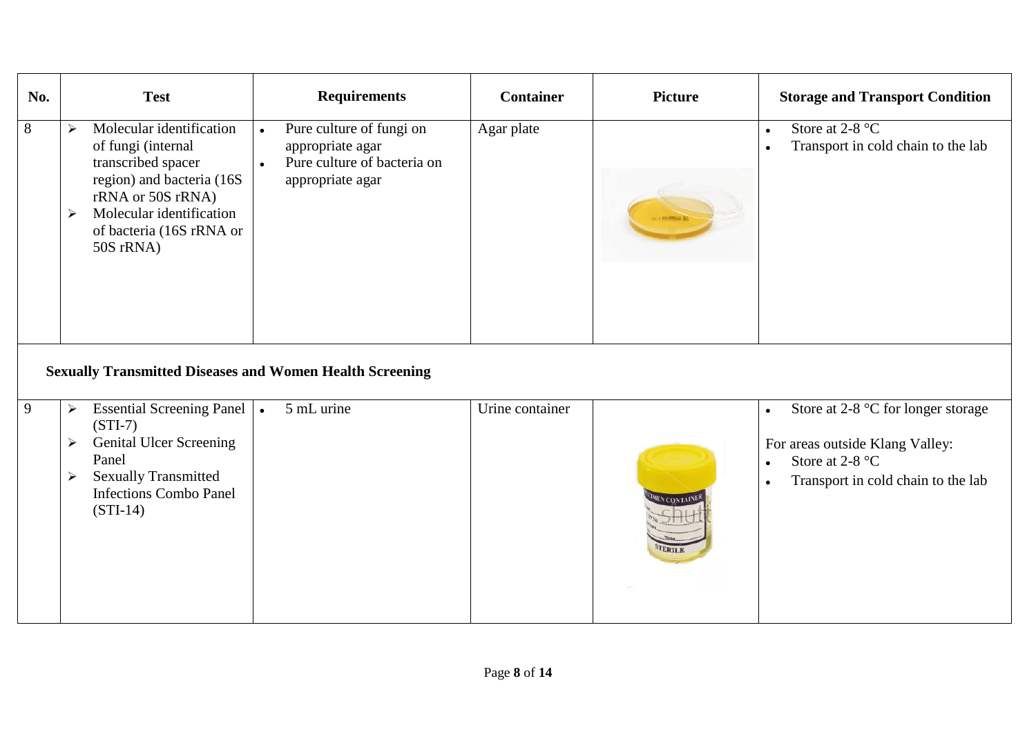| No. | Test | Requirements | Container | Picture | Storage and Transport Condition |
|---|---|---|---|---|---|
| 8 | ➢ Molecular identification of fungi (internal transcribed spacer region) and bacteria (16S rRNA or 50S rRNA)<br>➢ Molecular identification of bacteria (16S rRNA or 50S rRNA) | • Pure culture of fungi on appropriate agar<br>• Pure culture of bacteria on appropriate agar | Agar plate | | • Store at 2-8 °C<br>• Transport in cold chain to the lab |
| **Sexually Transmitted Diseases and Women Health Screening** | | | | | |
| 9 | ➢ Essential Screening Panel (STI-7)<br>➢ Genital Ulcer Screening Panel<br>➢ Sexually Transmitted Infections Combo Panel (STI-14) | • 5 mL urine | Urine container | | • Store at 2-8 °C for longer storage<br><br>For areas outside Klang Valley:<br>• Store at 2-8 °C<br>• Transport in cold chain to the lab |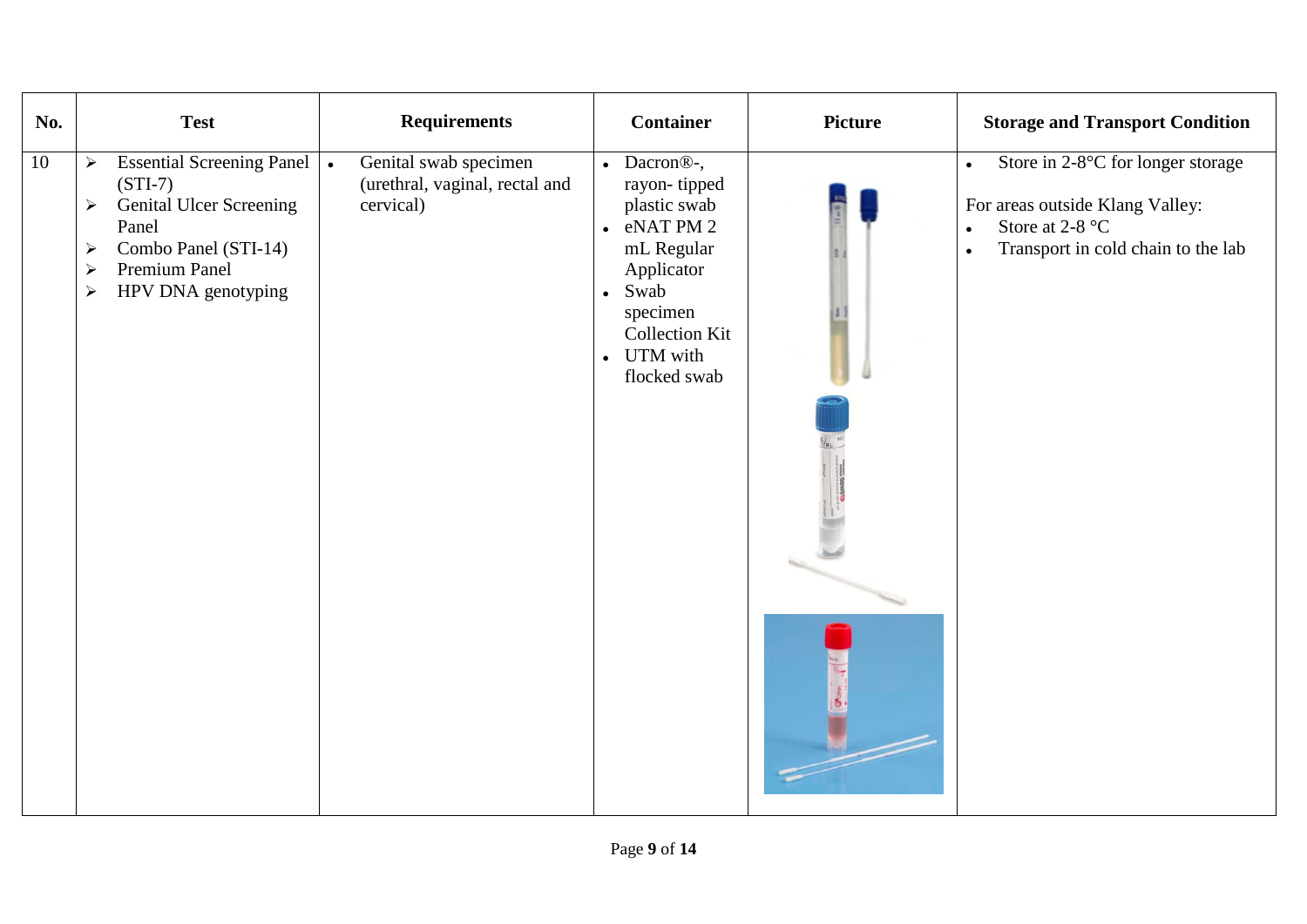| No. | Test | Requirements | Container | Picture | Storage and Transport Condition |
|---|---|---|---|---|---|
| 10 | ➢ Essential Screening Panel (STI-7)<br>➢ Genital Ulcer Screening Panel<br>➢ Combo Panel (STI-14)<br>➢ Premium Panel<br>➢ HPV DNA genotyping | • Genital swab specimen (urethral, vaginal, rectal and cervical) | • Dacron®-, rayon- tipped plastic swab<br>• eNAT PM 2 mL Regular Applicator<br>• Swab specimen Collection Kit<br>• UTM with flocked swab | | • Store in 2-8°C for longer storage<br><br>For areas outside Klang Valley:<br>• Store at 2-8 °C<br>• Transport in cold chain to the lab |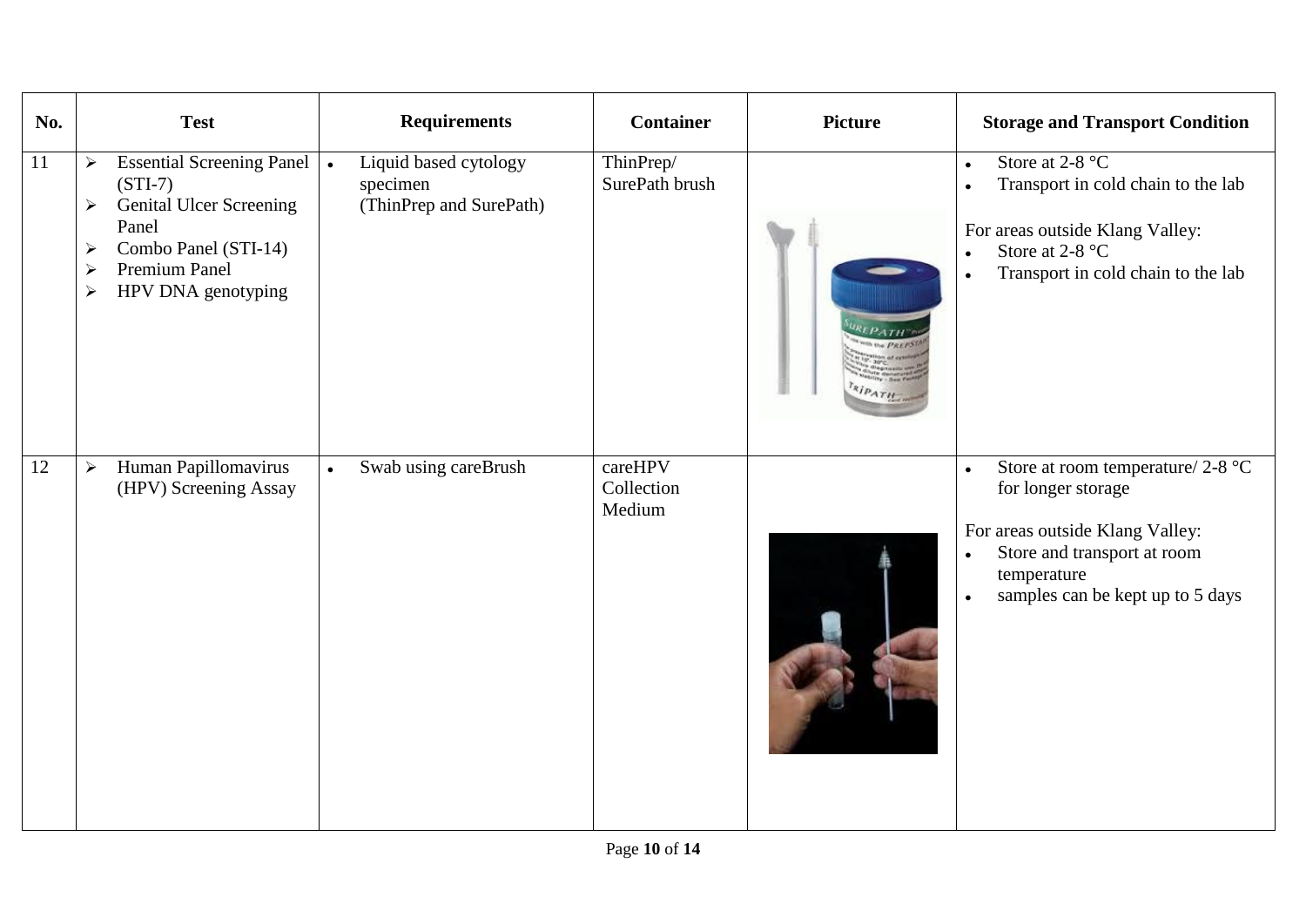| No. | Test | Requirements | Container | Picture | Storage and Transport Condition |
|---|---|---|---|---|---|
| 11 | ➢ Essential Screening Panel (STI-7)<br>➢ Genital Ulcer Screening Panel<br>➢ Combo Panel (STI-14)<br>➢ Premium Panel<br>➢ HPV DNA genotyping | • Liquid based cytology specimen (ThinPrep and SurePath) | ThinPrep/ SurePath brush | | • Store at 2-8 °C<br>• Transport in cold chain to the lab<br><br>For areas outside Klang Valley:<br>• Store at 2-8 °C<br>• Transport in cold chain to the lab |
| 12 | ➢ Human Papillomavirus (HPV) Screening Assay | • Swab using careBrush | careHPV Collection Medium | | • Store at room temperature/ 2-8 °C for longer storage<br><br>For areas outside Klang Valley:<br>• Store and transport at room temperature<br>• samples can be kept up to 5 days |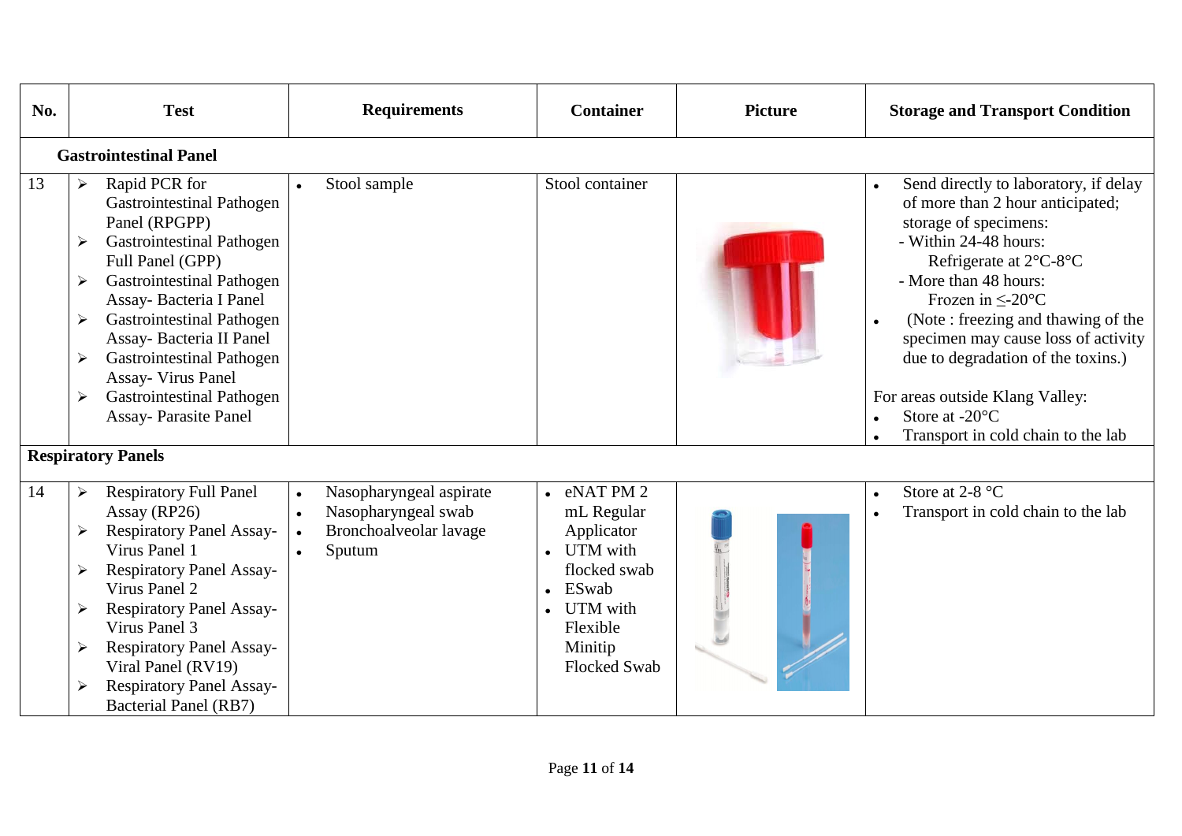| No. | Test | Requirements | Container | Picture | Storage and Transport Condition |
|---|---|---|---|---|---|
| **Gastrointestinal Panel** | | | | | |
| 13 | ➢ Rapid PCR for Gastrointestinal Pathogen Panel (RPGPP)<br>➢ Gastrointestinal Pathogen Full Panel (GPP)<br>➢ Gastrointestinal Pathogen Assay- Bacteria I Panel<br>➢ Gastrointestinal Pathogen Assay- Bacteria II Panel<br>➢ Gastrointestinal Pathogen Assay- Virus Panel<br>➢ Gastrointestinal Pathogen Assay- Parasite Panel | • Stool sample | Stool container | | • Send directly to laboratory, if delay of more than 2 hour anticipated; storage of specimens:<br>- Within 24-48 hours: Refrigerate at 2°C-8°C<br>- More than 48 hours: Frozen in ≤-20°C<br>• (Note : freezing and thawing of the specimen may cause loss of activity due to degradation of the toxins.)<br><br>For areas outside Klang Valley:<br>• Store at -20°C<br>• Transport in cold chain to the lab |
| **Respiratory Panels** | | | | | |
| 14 | ➢ Respiratory Full Panel Assay (RP26)<br>➢ Respiratory Panel Assay- Virus Panel 1<br>➢ Respiratory Panel Assay- Virus Panel 2<br>➢ Respiratory Panel Assay- Virus Panel 3<br>➢ Respiratory Panel Assay- Viral Panel (RV19)<br>➢ Respiratory Panel Assay- Bacterial Panel (RB7) | • Nasopharyngeal aspirate<br>• Nasopharyngeal swab<br>• Bronchoalveolar lavage<br>• Sputum | • eNAT PM 2 mL Regular Applicator<br>• UTM with flocked swab<br>• ESwab<br>• UTM with Flexible Minitip Flocked Swab | | • Store at 2-8 °C<br>• Transport in cold chain to the lab |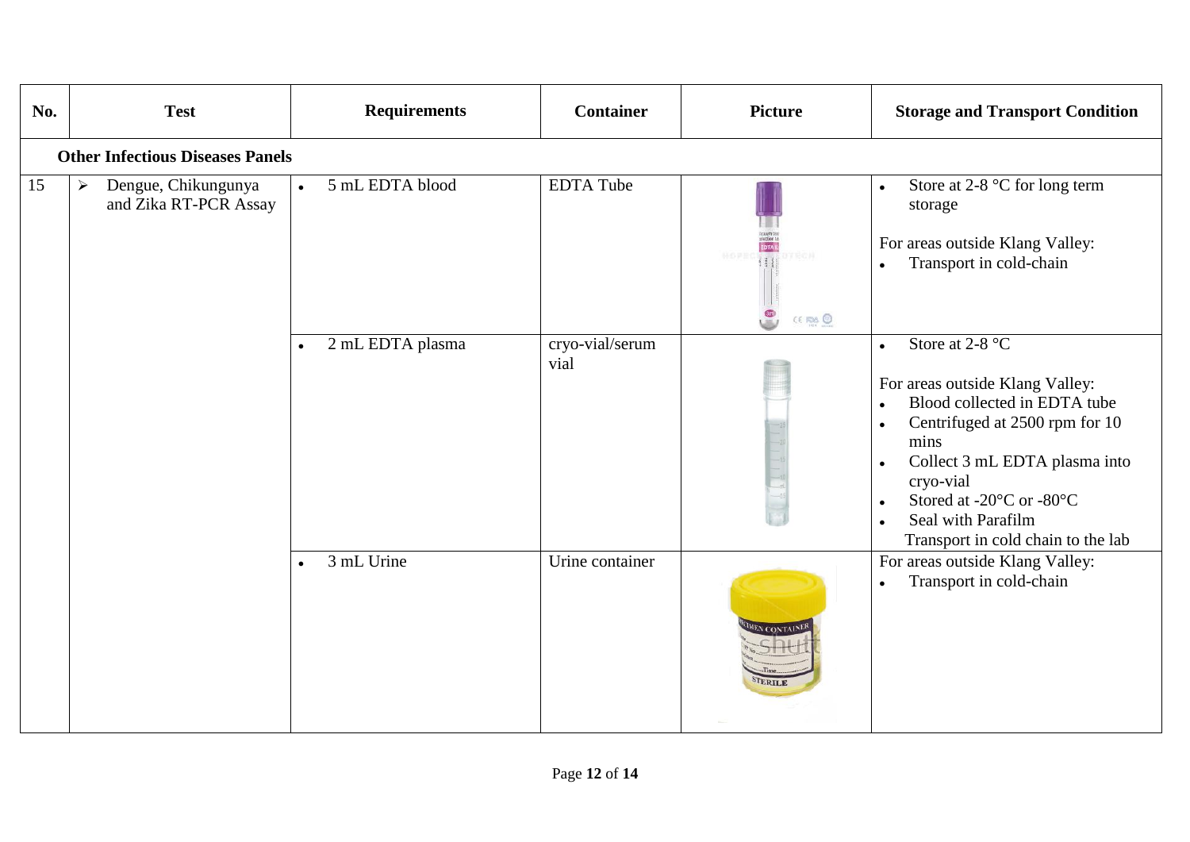| No. | Test | Requirements | Container | Picture | Storage and Transport Condition |
|---|---|---|---|---|---|
| **Other Infectious Diseases Panels** | | | | | |
| 15 | ➢ Dengue, Chikungunya and Zika RT-PCR Assay | • 5 mL EDTA blood | EDTA Tube | | • Store at 2-8 °C for long term storage<br><br>For areas outside Klang Valley:<br>• Transport in cold-chain |
| | | • 2 mL EDTA plasma | cryo-vial/serum vial | | • Store at 2-8 °C<br><br>For areas outside Klang Valley:<br>• Blood collected in EDTA tube<br>• Centrifuged at 2500 rpm for 10 mins<br>• Collect 3 mL EDTA plasma into cryo-vial<br>• Stored at -20°C or -80°C<br>• Seal with Parafilm<br>Transport in cold chain to the lab |
| | | • 3 mL Urine | Urine container | | For areas outside Klang Valley:<br>• Transport in cold-chain |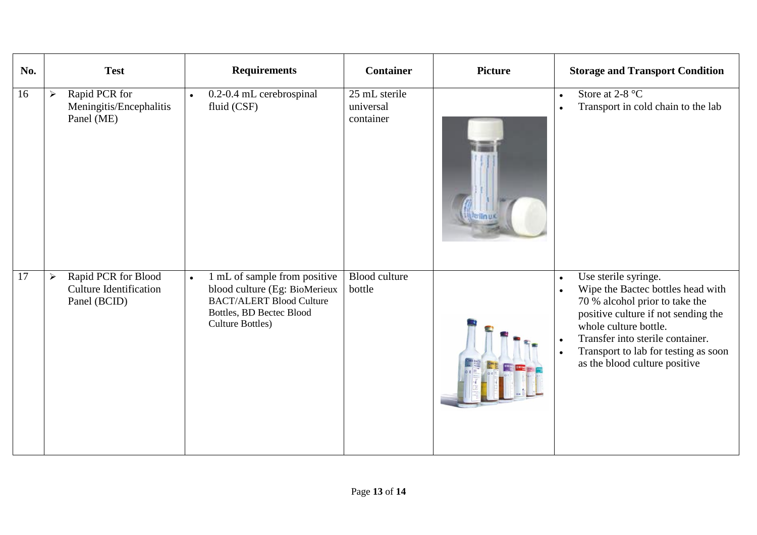| No. | Test | Requirements | Container | Picture | Storage and Transport Condition |
|---|---|---|---|---|---|
| 16 | ➢ Rapid PCR for Meningitis/Encephalitis Panel (ME) | • 0.2-0.4 mL cerebrospinal fluid (CSF) | 25 mL sterile universal container | | • Store at 2-8 °C<br>• Transport in cold chain to the lab |
| 17 | ➢ Rapid PCR for Blood Culture Identification Panel (BCID) | • 1 mL of sample from positive blood culture (Eg: BioMerieux BACT/ALERT Blood Culture Bottles, BD Bectec Blood Culture Bottles) | Blood culture bottle | | • Use sterile syringe.<br>• Wipe the Bactec bottles head with 70 % alcohol prior to take the positive culture if not sending the whole culture bottle.<br>• Transfer into sterile container.<br>• Transport to lab for testing as soon as the blood culture positive |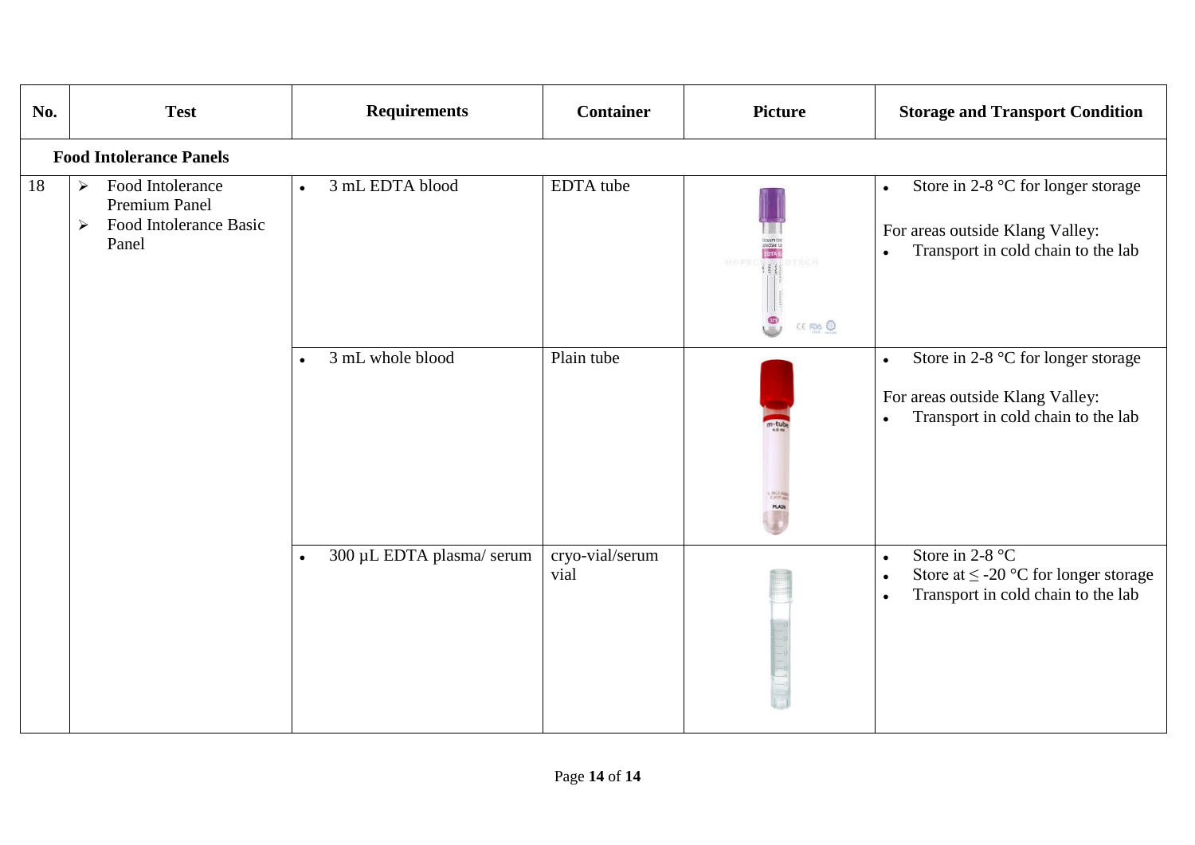| No. | Test | Requirements | Container | Picture | Storage and Transport Condition |
|---|---|---|---|---|---|
| **Food Intolerance Panels** | | | | | |
| 18 | ➢ Food Intolerance Premium Panel<br>➢ Food Intolerance Basic Panel | • 3 mL EDTA blood | EDTA tube | | • Store in 2-8 °C for longer storage<br><br>For areas outside Klang Valley:<br>• Transport in cold chain to the lab |
| | | • 3 mL whole blood | Plain tube | | • Store in 2-8 °C for longer storage<br><br>For areas outside Klang Valley:<br>• Transport in cold chain to the lab |
| | | • 300 µL EDTA plasma/ serum | cryo-vial/serum vial | | • Store in 2-8 °C<br>• Store at ≤ -20 °C for longer storage<br>• Transport in cold chain to the lab |